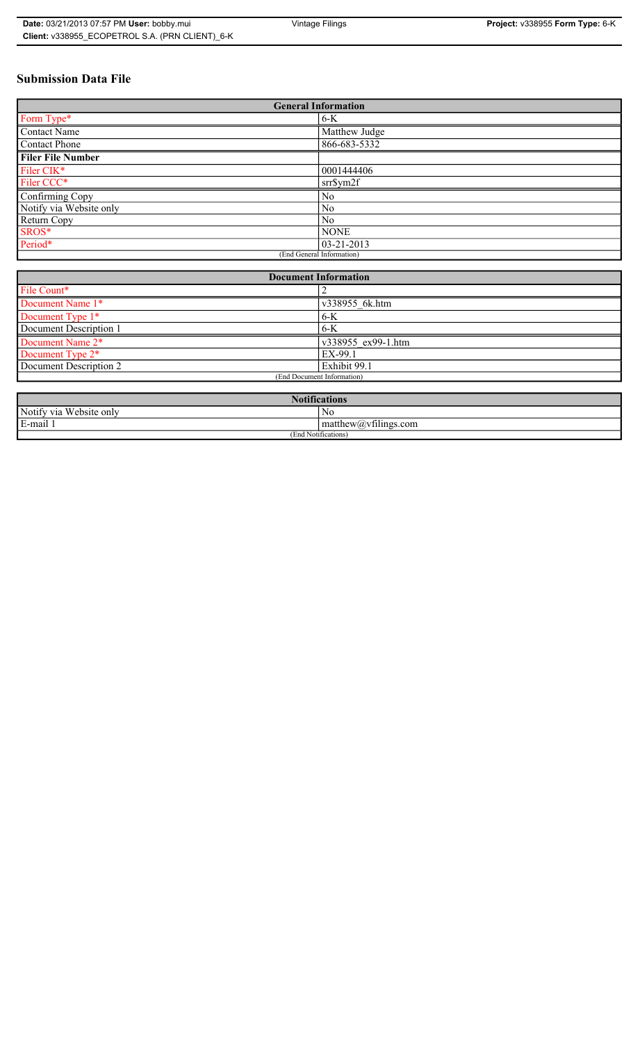# Submission Data File

| General Information | |
|---|---|
| Form Type* | 6-K |
| Contact Name | Matthew Judge |
| Contact Phone | 866-683-5332 |
| **Filer File Number** | |
| Filer CIK* | 0001444406 |
| Filer CCC* | srr$ym2f |
| Confirming Copy | No |
| Notify via Website only | No |
| Return Copy | No |
| SROS* | NONE |
| Period* | 03-21-2013 |
| (End General Information) | |

| Document Information | |
|---|---|
| File Count* | 2 |
| Document Name 1* | v338955_6k.htm |
| Document Type 1* | 6-K |
| Document Description 1 | 6-K |
| Document Name 2* | v338955_ex99-1.htm |
| Document Type 2* | EX-99.1 |
| Document Description 2 | Exhibit 99.1 |
| (End Document Information) | |

| Notifications | |
|---|---|
| Notify via Website only | No |
| E-mail 1 | matthew@vfilings.com |
| (End Notifications) | |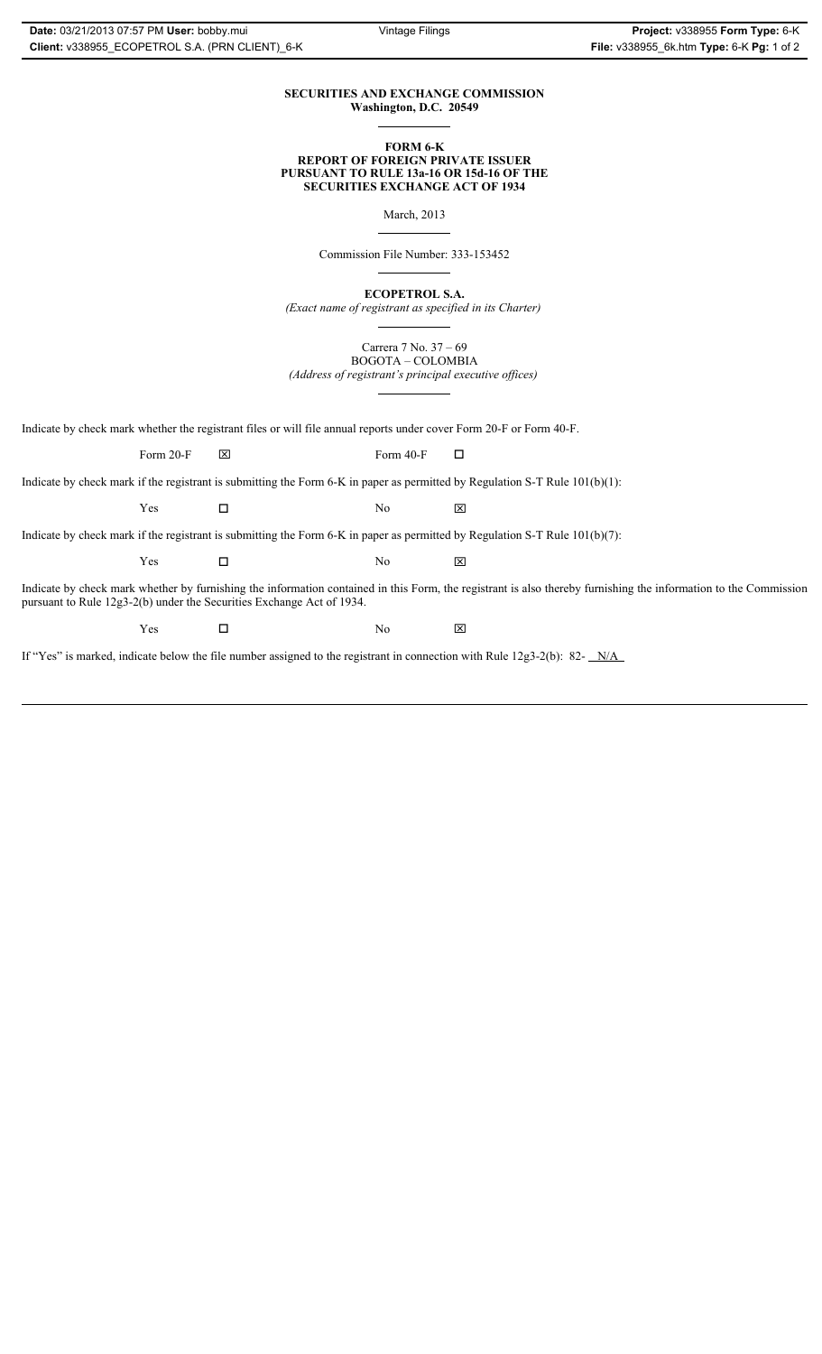**SECURITIES AND EXCHANGE COMMISSION**
**Washington, D.C. 20549**

**FORM 6-K**
**REPORT OF FOREIGN PRIVATE ISSUER**
**PURSUANT TO RULE 13a-16 OR 15d-16 OF THE**
**SECURITIES EXCHANGE ACT OF 1934**

March, 2013

Commission File Number: 333-153452

**ECOPETROL S.A.**
*(Exact name of registrant as specified in its Charter)*

Carrera 7 No. 37 – 69
BOGOTA – COLOMBIA
*(Address of registrant's principal executive offices)*

Indicate by check mark whether the registrant files or will file annual reports under cover Form 20-F or Form 40-F.

Form 20-F ☒ Form 40-F ☐

Indicate by check mark if the registrant is submitting the Form 6-K in paper as permitted by Regulation S-T Rule 101(b)(1):

Yes ☐ No ☒

Indicate by check mark if the registrant is submitting the Form 6-K in paper as permitted by Regulation S-T Rule 101(b)(7):

Yes ☐ No ☒

Indicate by check mark whether by furnishing the information contained in this Form, the registrant is also thereby furnishing the information to the Commission pursuant to Rule 12g3-2(b) under the Securities Exchange Act of 1934.

Yes ☐ No ☒

If "Yes" is marked, indicate below the file number assigned to the registrant in connection with Rule 12g3-2(b): 82- N/A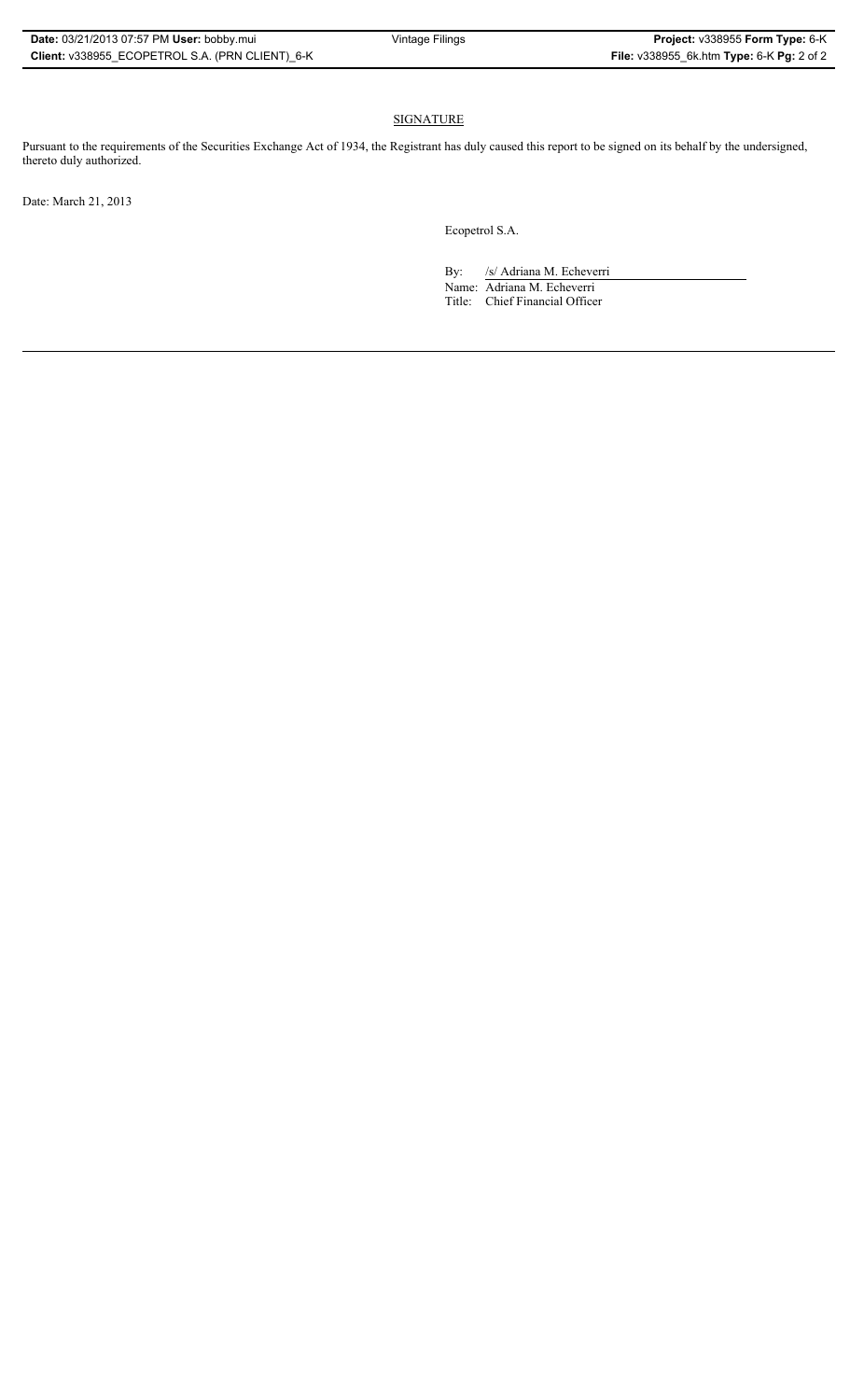## SIGNATURE

Pursuant to the requirements of the Securities Exchange Act of 1934, the Registrant has duly caused this report to be signed on its behalf by the undersigned, thereto duly authorized.

Date: March 21, 2013

Ecopetrol S.A.

By: /s/ Adriana M. Echeverri

Name: Adriana M. Echeverri

Title: Chief Financial Officer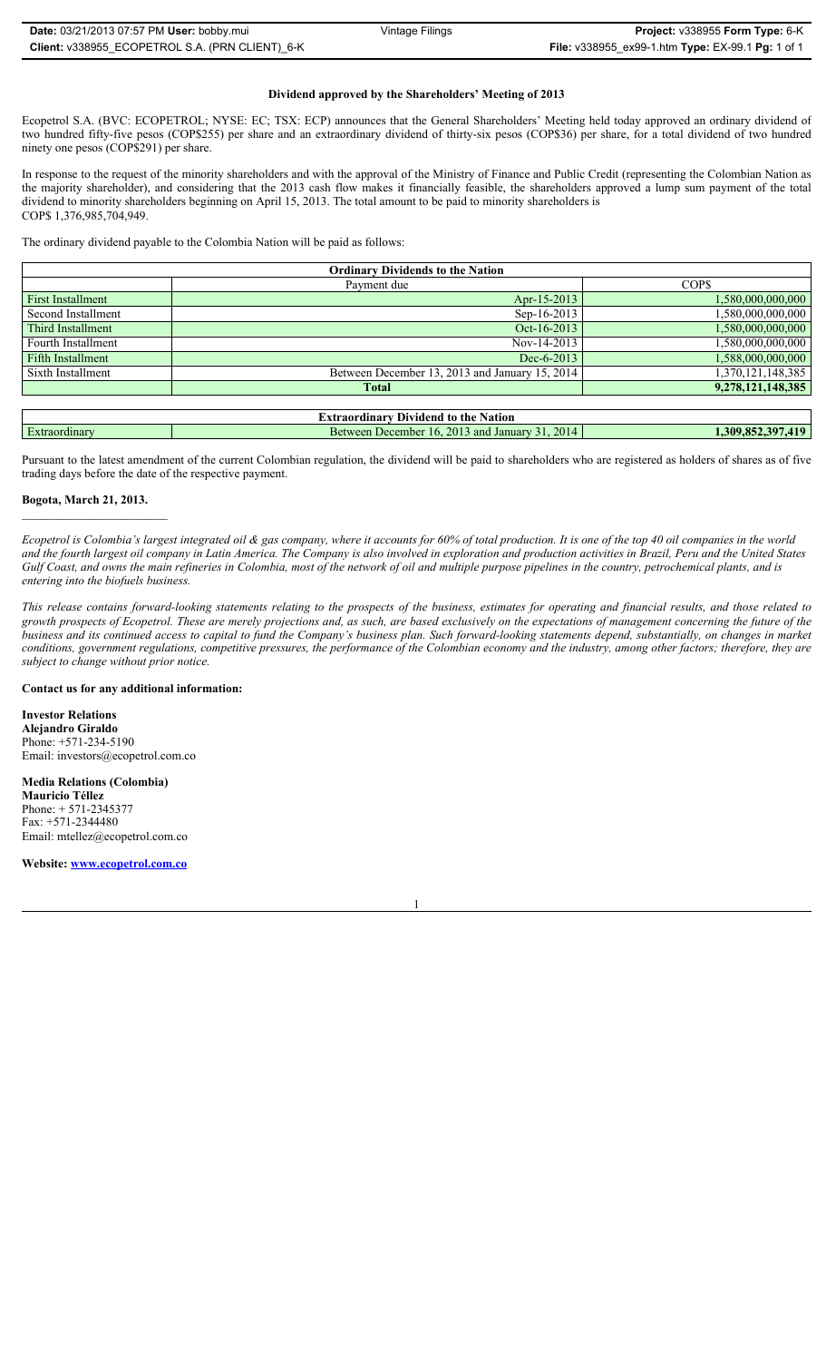**Dividend approved by the Shareholders' Meeting of 2013**

Ecopetrol S.A. (BVC: ECOPETROL; NYSE: EC; TSX: ECP) announces that the General Shareholders' Meeting held today approved an ordinary dividend of two hundred fifty-five pesos (COP$255) per share and an extraordinary dividend of thirty-six pesos (COP$36) per share, for a total dividend of two hundred ninety one pesos (COP$291) per share.

In response to the request of the minority shareholders and with the approval of the Ministry of Finance and Public Credit (representing the Colombian Nation as the majority shareholder), and considering that the 2013 cash flow makes it financially feasible, the shareholders approved a lump sum payment of the total dividend to minority shareholders beginning on April 15, 2013. The total amount to be paid to minority shareholders is COP$ 1,376,985,704,949.

The ordinary dividend payable to the Colombia Nation will be paid as follows:

| Ordinary Dividends to the Nation | | |
|---|---|---|
| | Payment due | COP$ |
| First Installment | Apr-15-2013 | 1,580,000,000,000 |
| Second Installment | Sep-16-2013 | 1,580,000,000,000 |
| Third Installment | Oct-16-2013 | 1,580,000,000,000 |
| Fourth Installment | Nov-14-2013 | 1,580,000,000,000 |
| Fifth Installment | Dec-6-2013 | 1,588,000,000,000 |
| Sixth Installment | Between December 13, 2013 and January 15, 2014 | 1,370,121,148,385 |
| | **Total** | **9,278,121,148,385** |

| Extraordinary Dividend to the Nation | | |
|---|---|---|
| Extraordinary | Between December 16, 2013 and January 31, 2014 | **1,309,852,397,419** |

Pursuant to the latest amendment of the current Colombian regulation, the dividend will be paid to shareholders who are registered as holders of shares as of five trading days before the date of the respective payment.

**Bogota, March 21, 2013.**

---

*Ecopetrol is Colombia's largest integrated oil & gas company, where it accounts for 60% of total production. It is one of the top 40 oil companies in the world and the fourth largest oil company in Latin America. The Company is also involved in exploration and production activities in Brazil, Peru and the United States Gulf Coast, and owns the main refineries in Colombia, most of the network of oil and multiple purpose pipelines in the country, petrochemical plants, and is entering into the biofuels business.*

*This release contains forward-looking statements relating to the prospects of the business, estimates for operating and financial results, and those related to growth prospects of Ecopetrol. These are merely projections and, as such, are based exclusively on the expectations of management concerning the future of the business and its continued access to capital to fund the Company's business plan. Such forward-looking statements depend, substantially, on changes in market conditions, government regulations, competitive pressures, the performance of the Colombian economy and the industry, among other factors; therefore, they are subject to change without prior notice.*

**Contact us for any additional information:**

**Investor Relations**
**Alejandro Giraldo**
Phone: +571-234-5190
Email: investors@ecopetrol.com.co

**Media Relations (Colombia)**
**Mauricio Téllez**
Phone: + 571-2345377
Fax: +571-2344480
Email: mtellez@ecopetrol.com.co

**Website: www.ecopetrol.com.co**